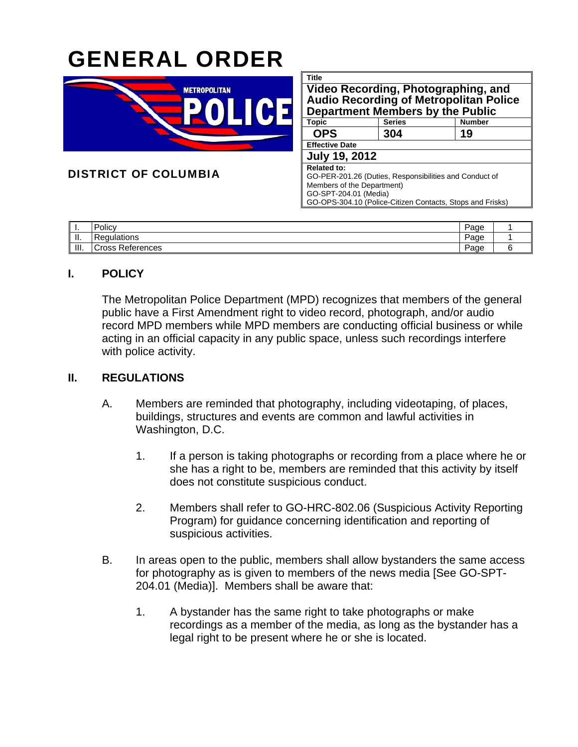# GENERAL ORDER

METROPOLITAN POLICE

DISTRICT OF COLUMBIA

| Title | | |
|---|---|---|
| **Video Recording, Photographing, and Audio Recording of Metropolitan Police Department Members by the Public** | | |
| **Topic** | **Series** | **Number** |
| **OPS** | **304** | **19** |
| **Effective Date** | | |
| **July 19, 2012** | | |
| **Related to:** GO-PER-201.26 (Duties, Responsibilities and Conduct of Members of the Department) GO-SPT-204.01 (Media) GO-OPS-304.10 (Police-Citizen Contacts, Stops and Frisks) | | |

| | | | |
|---|---|---|---|
| I. | Policy | Page | 1 |
| II. | Regulations | Page | 1 |
| III. | Cross References | Page | 6 |

## I. POLICY

The Metropolitan Police Department (MPD) recognizes that members of the general public have a First Amendment right to video record, photograph, and/or audio record MPD members while MPD members are conducting official business or while acting in an official capacity in any public space, unless such recordings interfere with police activity.

## II. REGULATIONS

A. Members are reminded that photography, including videotaping, of places, buildings, structures and events are common and lawful activities in Washington, D.C.

1. If a person is taking photographs or recording from a place where he or she has a right to be, members are reminded that this activity by itself does not constitute suspicious conduct.

2. Members shall refer to GO-HRC-802.06 (Suspicious Activity Reporting Program) for guidance concerning identification and reporting of suspicious activities.

B. In areas open to the public, members shall allow bystanders the same access for photography as is given to members of the news media [See GO-SPT-204.01 (Media)]. Members shall be aware that:

1. A bystander has the same right to take photographs or make recordings as a member of the media, as long as the bystander has a legal right to be present where he or she is located.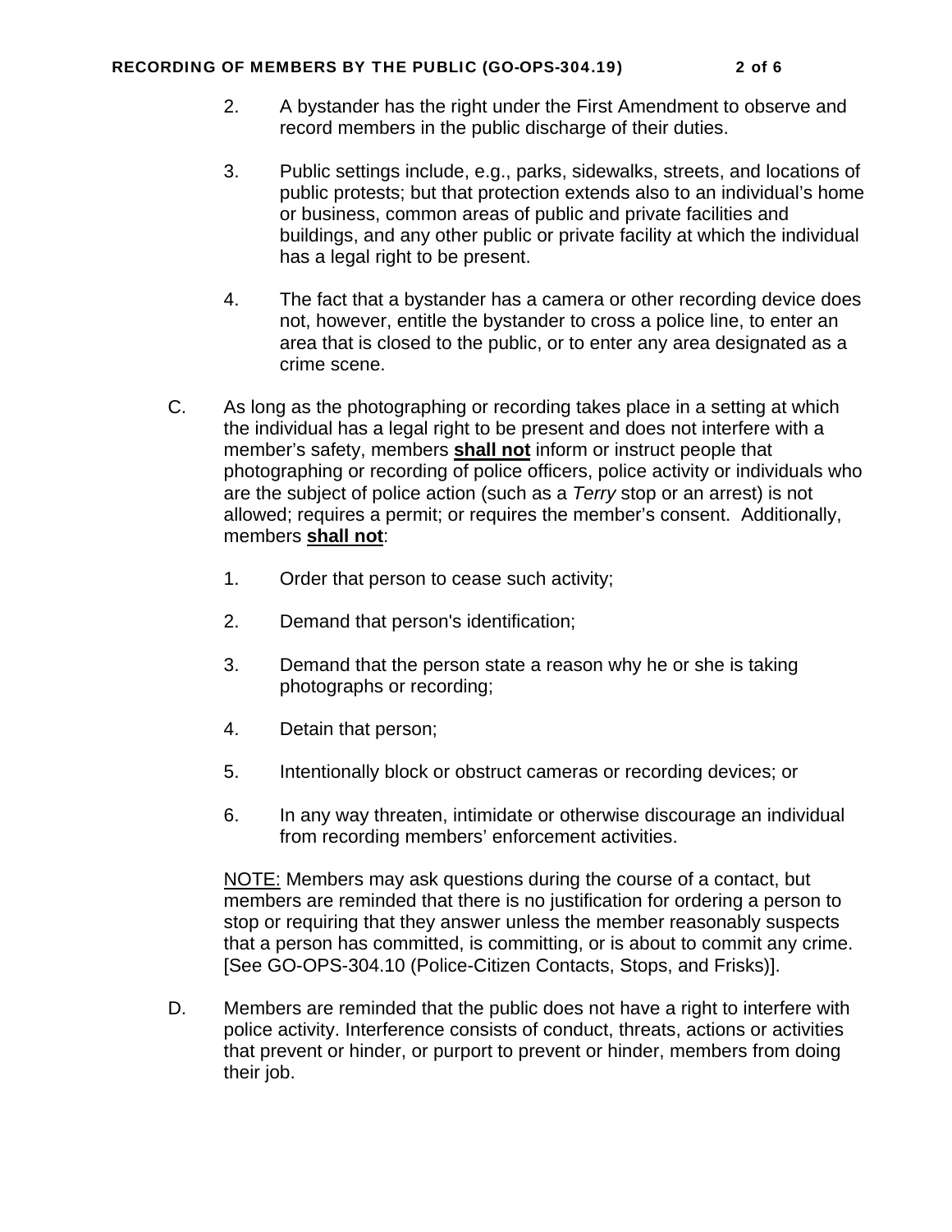2. A bystander has the right under the First Amendment to observe and record members in the public discharge of their duties.

3. Public settings include, e.g., parks, sidewalks, streets, and locations of public protests; but that protection extends also to an individual's home or business, common areas of public and private facilities and buildings, and any other public or private facility at which the individual has a legal right to be present.

4. The fact that a bystander has a camera or other recording device does not, however, entitle the bystander to cross a police line, to enter an area that is closed to the public, or to enter any area designated as a crime scene.

C. As long as the photographing or recording takes place in a setting at which the individual has a legal right to be present and does not interfere with a member's safety, members **shall not** inform or instruct people that photographing or recording of police officers, police activity or individuals who are the subject of police action (such as a *Terry* stop or an arrest) is not allowed; requires a permit; or requires the member's consent. Additionally, members **shall not**:

   1. Order that person to cease such activity;

   2. Demand that person's identification;

   3. Demand that the person state a reason why he or she is taking photographs or recording;

   4. Detain that person;

   5. Intentionally block or obstruct cameras or recording devices; or

   6. In any way threaten, intimidate or otherwise discourage an individual from recording members' enforcement activities.

   NOTE: Members may ask questions during the course of a contact, but members are reminded that there is no justification for ordering a person to stop or requiring that they answer unless the member reasonably suspects that a person has committed, is committing, or is about to commit any crime. [See GO-OPS-304.10 (Police-Citizen Contacts, Stops, and Frisks)].

D. Members are reminded that the public does not have a right to interfere with police activity. Interference consists of conduct, threats, actions or activities that prevent or hinder, or purport to prevent or hinder, members from doing their job.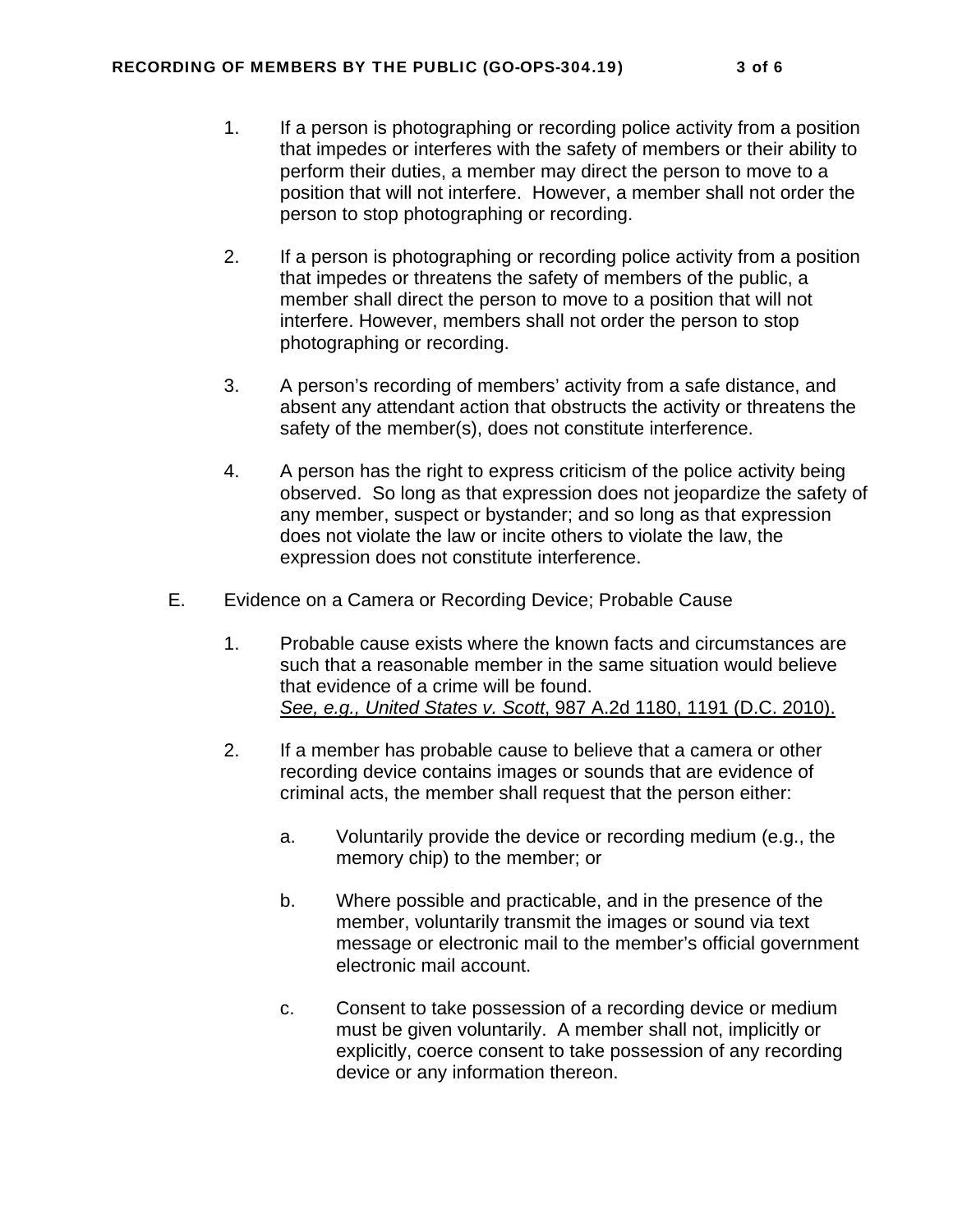1. If a person is photographing or recording police activity from a position that impedes or interferes with the safety of members or their ability to perform their duties, a member may direct the person to move to a position that will not interfere. However, a member shall not order the person to stop photographing or recording.

2. If a person is photographing or recording police activity from a position that impedes or threatens the safety of members of the public, a member shall direct the person to move to a position that will not interfere. However, members shall not order the person to stop photographing or recording.

3. A person's recording of members' activity from a safe distance, and absent any attendant action that obstructs the activity or threatens the safety of the member(s), does not constitute interference.

4. A person has the right to express criticism of the police activity being observed. So long as that expression does not jeopardize the safety of any member, suspect or bystander; and so long as that expression does not violate the law or incite others to violate the law, the expression does not constitute interference.

E. Evidence on a Camera or Recording Device; Probable Cause

1. Probable cause exists where the known facts and circumstances are such that a reasonable member in the same situation would believe that evidence of a crime will be found.
   *See, e.g., United States v. Scott*, 987 A.2d 1180, 1191 (D.C. 2010).

2. If a member has probable cause to believe that a camera or other recording device contains images or sounds that are evidence of criminal acts, the member shall request that the person either:

   a. Voluntarily provide the device or recording medium (e.g., the memory chip) to the member; or

   b. Where possible and practicable, and in the presence of the member, voluntarily transmit the images or sound via text message or electronic mail to the member's official government electronic mail account.

   c. Consent to take possession of a recording device or medium must be given voluntarily. A member shall not, implicitly or explicitly, coerce consent to take possession of any recording device or any information thereon.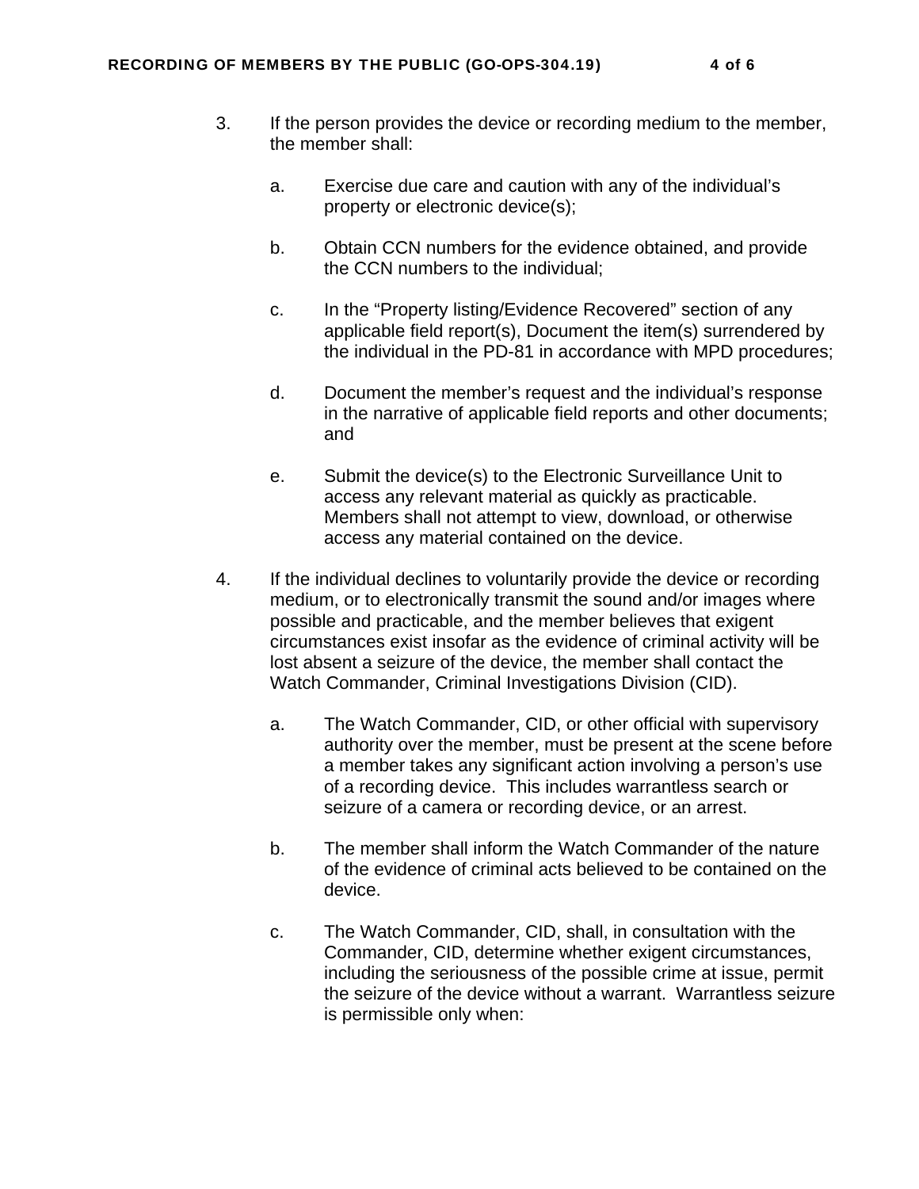3. If the person provides the device or recording medium to the member, the member shall:

   a. Exercise due care and caution with any of the individual's property or electronic device(s);

   b. Obtain CCN numbers for the evidence obtained, and provide the CCN numbers to the individual;

   c. In the "Property listing/Evidence Recovered" section of any applicable field report(s), Document the item(s) surrendered by the individual in the PD-81 in accordance with MPD procedures;

   d. Document the member's request and the individual's response in the narrative of applicable field reports and other documents; and

   e. Submit the device(s) to the Electronic Surveillance Unit to access any relevant material as quickly as practicable. Members shall not attempt to view, download, or otherwise access any material contained on the device.

4. If the individual declines to voluntarily provide the device or recording medium, or to electronically transmit the sound and/or images where possible and practicable, and the member believes that exigent circumstances exist insofar as the evidence of criminal activity will be lost absent a seizure of the device, the member shall contact the Watch Commander, Criminal Investigations Division (CID).

   a. The Watch Commander, CID, or other official with supervisory authority over the member, must be present at the scene before a member takes any significant action involving a person's use of a recording device. This includes warrantless search or seizure of a camera or recording device, or an arrest.

   b. The member shall inform the Watch Commander of the nature of the evidence of criminal acts believed to be contained on the device.

   c. The Watch Commander, CID, shall, in consultation with the Commander, CID, determine whether exigent circumstances, including the seriousness of the possible crime at issue, permit the seizure of the device without a warrant. Warrantless seizure is permissible only when: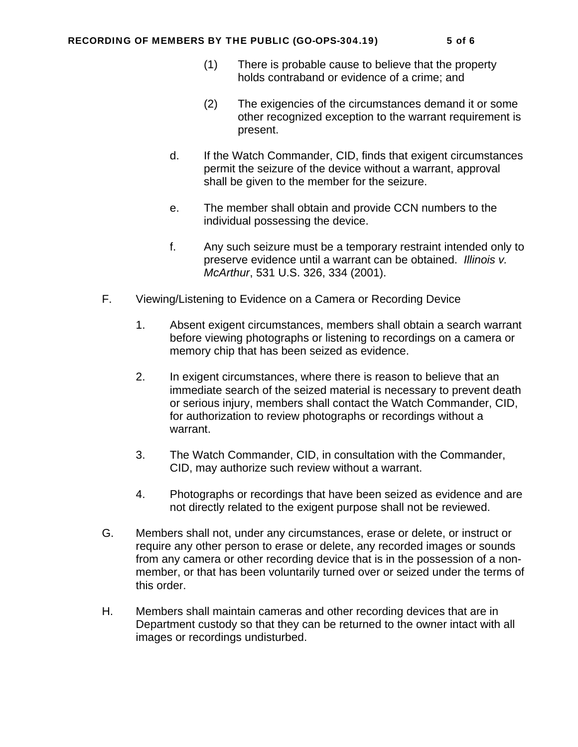(1) There is probable cause to believe that the property holds contraband or evidence of a crime; and

(2) The exigencies of the circumstances demand it or some other recognized exception to the warrant requirement is present.

d. If the Watch Commander, CID, finds that exigent circumstances permit the seizure of the device without a warrant, approval shall be given to the member for the seizure.

e. The member shall obtain and provide CCN numbers to the individual possessing the device.

f. Any such seizure must be a temporary restraint intended only to preserve evidence until a warrant can be obtained. *Illinois v. McArthur*, 531 U.S. 326, 334 (2001).

F. Viewing/Listening to Evidence on a Camera or Recording Device

1. Absent exigent circumstances, members shall obtain a search warrant before viewing photographs or listening to recordings on a camera or memory chip that has been seized as evidence.

2. In exigent circumstances, where there is reason to believe that an immediate search of the seized material is necessary to prevent death or serious injury, members shall contact the Watch Commander, CID, for authorization to review photographs or recordings without a warrant.

3. The Watch Commander, CID, in consultation with the Commander, CID, may authorize such review without a warrant.

4. Photographs or recordings that have been seized as evidence and are not directly related to the exigent purpose shall not be reviewed.

G. Members shall not, under any circumstances, erase or delete, or instruct or require any other person to erase or delete, any recorded images or sounds from any camera or other recording device that is in the possession of a non-member, or that has been voluntarily turned over or seized under the terms of this order.

H. Members shall maintain cameras and other recording devices that are in Department custody so that they can be returned to the owner intact with all images or recordings undisturbed.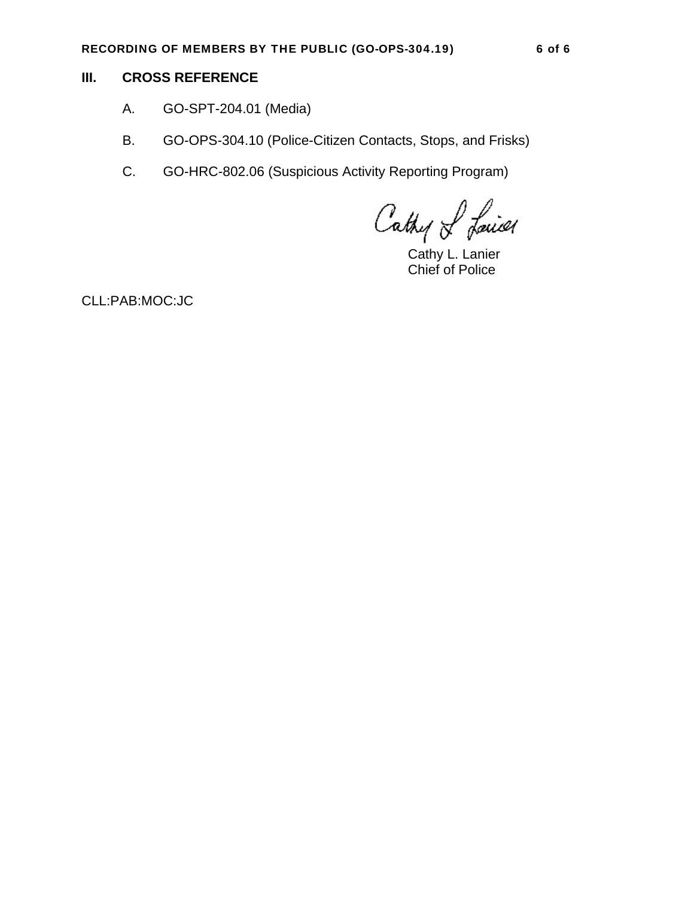## III. CROSS REFERENCE

A. GO-SPT-204.01 (Media)

B. GO-OPS-304.10 (Police-Citizen Contacts, Stops, and Frisks)

C. GO-HRC-802.06 (Suspicious Activity Reporting Program)

Cathy L. Lanier
Chief of Police

CLL:PAB:MOC:JC